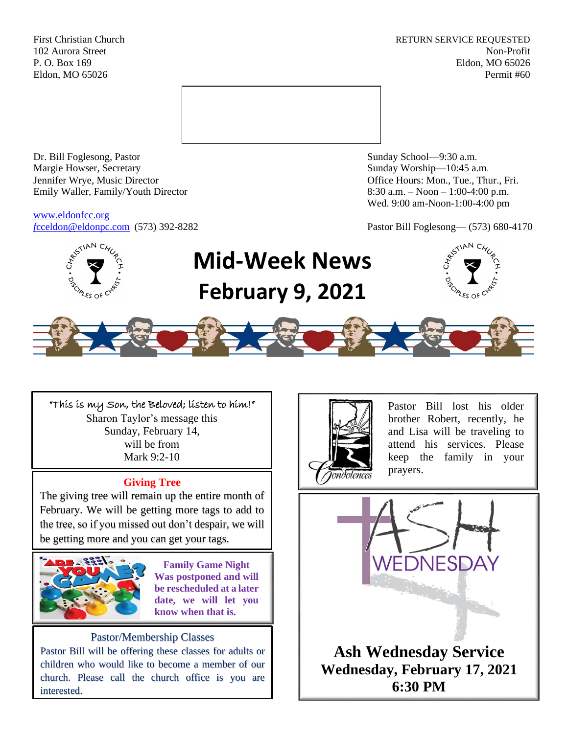First Christian Church
102 Aurora Street
P. O. Box 169
Eldon, MO 65026

RETURN SERVICE REQUESTED
Non-Profit
Eldon, MO 65026
Permit #60

Dr. Bill Foglesong, Pastor
Margie Howser, Secretary
Jennifer Wrye, Music Director
Emily Waller, Family/Youth Director

www.eldonfcc.org
fcceldon@eldonpc.com (573) 392-8282

Sunday School—9:30 a.m.
Sunday Worship—10:45 a.m.
Office Hours: Mon., Tue., Thur., Fri.
8:30 a.m. – Noon – 1:00-4:00 p.m.
Wed. 9:00 am-Noon-1:00-4:00 pm

Pastor Bill Foglesong— (573) 680-4170

# Mid-Week News
# February 9, 2021

"This is my Son, the Beloved; listen to him!"
Sharon Taylor's message this Sunday, February 14, will be from Mark 9:2-10

Pastor Bill lost his older brother Robert, recently, he and Lisa will be traveling to attend his services. Please keep the family in your prayers.

## Giving Tree

The giving tree will remain up the entire month of February. We will be getting more tags to add to the tree, so if you missed out don't despair, we will be getting more and you can get your tags.

**Family Game Night Was postponed and will be rescheduled at a later date, we will let you know when that is.**

## Pastor/Membership Classes

Pastor Bill will be offering these classes for adults or children who would like to become a member of our church. Please call the church office is you are interested.

## Ash Wednesday Service
**Wednesday, February 17, 2021**
**6:30 PM**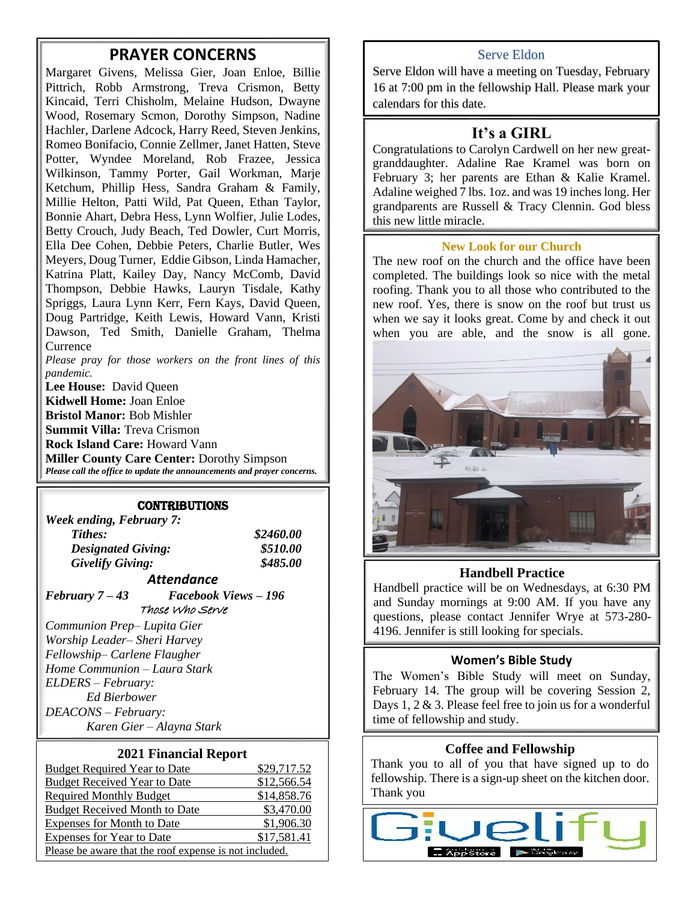## PRAYER CONCERNS

Margaret Givens, Melissa Gier, Joan Enloe, Billie Pittrich, Robb Armstrong, Treva Crismon, Betty Kincaid, Terri Chisholm, Melaine Hudson, Dwayne Wood, Rosemary Scmon, Dorothy Simpson, Nadine Hachler, Darlene Adcock, Harry Reed, Steven Jenkins, Romeo Bonifacio, Connie Zellmer, Janet Hatten, Steve Potter, Wyndee Moreland, Rob Frazee, Jessica Wilkinson, Tammy Porter, Gail Workman, Marje Ketchum, Phillip Hess, Sandra Graham & Family, Millie Helton, Patti Wild, Pat Queen, Ethan Taylor, Bonnie Ahart, Debra Hess, Lynn Wolfier, Julie Lodes, Betty Crouch, Judy Beach, Ted Dowler, Curt Morris, Ella Dee Cohen, Debbie Peters, Charlie Butler, Wes Meyers, Doug Turner, Eddie Gibson, Linda Hamacher, Katrina Platt, Kailey Day, Nancy McComb, David Thompson, Debbie Hawks, Lauryn Tisdale, Kathy Spriggs, Laura Lynn Kerr, Fern Kays, David Queen, Doug Partridge, Keith Lewis, Howard Vann, Kristi Dawson, Ted Smith, Danielle Graham, Thelma Currence

*Please pray for those workers on the front lines of this pandemic.*

**Lee House:** David Queen
**Kidwell Home:** Joan Enloe
**Bristol Manor:** Bob Mishler
**Summit Villa:** Treva Crismon
**Rock Island Care:** Howard Vann
**Miller County Care Center:** Dorothy Simpson

***Please call the office to update the announcements and prayer concerns.***

### CONTRIBUTIONS

***Week ending, February 7:***

| | |
|---|---|
| ***Tithes:*** | ***$2460.00*** |
| ***Designated Giving:*** | ***$510.00*** |
| ***Givelify Giving:*** | ***$485.00*** |

### *Attendance*

***February 7 – 43*** ***Facebook Views – 196***

*Those Who Serve*

*Communion Prep– Lupita Gier*
*Worship Leader– Sheri Harvey*
*Fellowship– Carlene Flaugher*
*Home Communion – Laura Stark*
*ELDERS – February:*
*Ed Bierbower*
*DEACONS – February:*
*Karen Gier – Alayna Stark*

### 2021 Financial Report

| | |
|---|---|
| Budget Required Year to Date | $29,717.52 |
| Budget Received Year to Date | $12,566.54 |
| Required Monthly Budget | $14,858.76 |
| Budget Received Month to Date | $3,470.00 |
| Expenses for Month to Date | $1,906.30 |
| Expenses for Year to Date | $17,581.41 |

Please be aware that the roof expense is not included.

### Serve Eldon

Serve Eldon will have a meeting on Tuesday, February 16 at 7:00 pm in the fellowship Hall. Please mark your calendars for this date.

## It's a GIRL

Congratulations to Carolyn Cardwell on her new great-granddaughter. Adaline Rae Kramel was born on February 3; her parents are Ethan & Kalie Kramel. Adaline weighed 7 lbs. 1oz. and was 19 inches long. Her grandparents are Russell & Tracy Clennin. God bless this new little miracle.

### New Look for our Church

The new roof on the church and the office have been completed. The buildings look so nice with the metal roofing. Thank you to all those who contributed to the new roof. Yes, there is snow on the roof but trust us when we say it looks great. Come by and check it out when you are able, and the snow is all gone.

### Handbell Practice

Handbell practice will be on Wednesdays, at 6:30 PM and Sunday mornings at 9:00 AM. If you have any questions, please contact Jennifer Wrye at 573-280-4196. Jennifer is still looking for specials.

### Women's Bible Study

The Women's Bible Study will meet on Sunday, February 14. The group will be covering Session 2, Days 1, 2 & 3. Please feel free to join us for a wonderful time of fellowship and study.

### Coffee and Fellowship

Thank you to all of you that have signed up to do fellowship. There is a sign-up sheet on the kitchen door. Thank you

Givelify